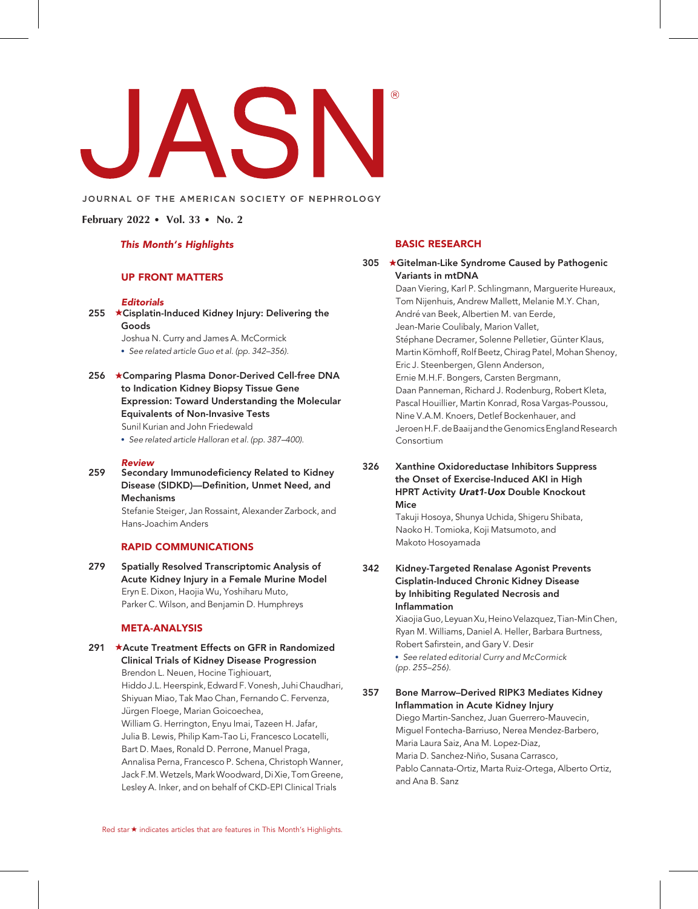# JASN®

JOURNAL OF THE AMERICAN SOCIETY OF NEPHROLOGY

**February 2022 • Vol. 33 • No. 2**

*This Month's Highlights*

## UP FRONT MATTERS

### *Editorials*

255 ★**Cisplatin-Induced Kidney Injury: Delivering the Goods**
Joshua N. Curry and James A. McCormick
- *See related article Guo et al. (pp. 342–356).*

256 ★**Comparing Plasma Donor-Derived Cell-free DNA to Indication Kidney Biopsy Tissue Gene Expression: Toward Understanding the Molecular Equivalents of Non-Invasive Tests**
Sunil Kurian and John Friedewald
- *See related article Halloran et al. (pp. 387–400).*

### *Review*

259 **Secondary Immunodeficiency Related to Kidney Disease (SIDKD)—Definition, Unmet Need, and Mechanisms**
Stefanie Steiger, Jan Rossaint, Alexander Zarbock, and Hans-Joachim Anders

## RAPID COMMUNICATIONS

279 **Spatially Resolved Transcriptomic Analysis of Acute Kidney Injury in a Female Murine Model**
Eryn E. Dixon, Haojia Wu, Yoshiharu Muto, Parker C. Wilson, and Benjamin D. Humphreys

## META-ANALYSIS

291 ★**Acute Treatment Effects on GFR in Randomized Clinical Trials of Kidney Disease Progression**
Brendon L. Neuen, Hocine Tighiouart, Hiddo J.L. Heerspink, Edward F. Vonesh, Juhi Chaudhari, Shiyuan Miao, Tak Mao Chan, Fernando C. Fervenza, Jürgen Floege, Marian Goicoechea, William G. Herrington, Enyu Imai, Tazeen H. Jafar, Julia B. Lewis, Philip Kam-Tao Li, Francesco Locatelli, Bart D. Maes, Ronald D. Perrone, Manuel Praga, Annalisa Perna, Francesco P. Schena, Christoph Wanner, Jack F.M. Wetzels, Mark Woodward, Di Xie, Tom Greene, Lesley A. Inker, and on behalf of CKD-EPI Clinical Trials

## BASIC RESEARCH

305 ★**Gitelman-Like Syndrome Caused by Pathogenic Variants in mtDNA**
Daan Viering, Karl P. Schlingmann, Marguerite Hureaux, Tom Nijenhuis, Andrew Mallett, Melanie M.Y. Chan, André van Beek, Albertien M. van Eerde, Jean-Marie Coulibaly, Marion Vallet, Stéphane Decramer, Solenne Pelletier, Günter Klaus, Martin Kömhoff, Rolf Beetz, Chirag Patel, Mohan Shenoy, Eric J. Steenbergen, Glenn Anderson, Ernie M.H.F. Bongers, Carsten Bergmann, Daan Panneman, Richard J. Rodenburg, Robert Kleta, Pascal Houillier, Martin Konrad, Rosa Vargas-Poussou, Nine V.A.M. Knoers, Detlef Bockenhauer, and Jeroen H.F. de Baaij and the Genomics England Research Consortium

326 **Xanthine Oxidoreductase Inhibitors Suppress the Onset of Exercise-Induced AKI in High HPRT Activity *Urat1-Uox* Double Knockout Mice**
Takuji Hosoya, Shunya Uchida, Shigeru Shibata, Naoko H. Tomioka, Koji Matsumoto, and Makoto Hosoyamada

342 **Kidney-Targeted Renalase Agonist Prevents Cisplatin-Induced Chronic Kidney Disease by Inhibiting Regulated Necrosis and Inflammation**
Xiaojia Guo, Leyuan Xu, Heino Velazquez, Tian-Min Chen, Ryan M. Williams, Daniel A. Heller, Barbara Burtness, Robert Safirstein, and Gary V. Desir
- *See related editorial Curry and McCormick (pp. 255–256).*

357 **Bone Marrow–Derived RIPK3 Mediates Kidney Inflammation in Acute Kidney Injury**
Diego Martin-Sanchez, Juan Guerrero-Mauvecin, Miguel Fontecha-Barriuso, Nerea Mendez-Barbero, Maria Laura Saiz, Ana M. Lopez-Diaz, Maria D. Sanchez-Niño, Susana Carrasco, Pablo Cannata-Ortiz, Marta Ruiz-Ortega, Alberto Ortiz, and Ana B. Sanz

Red star ★ indicates articles that are features in This Month's Highlights.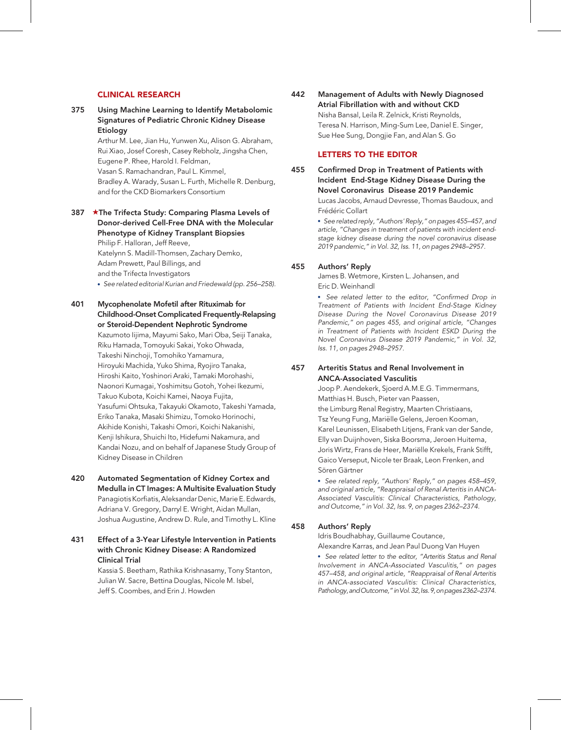## CLINICAL RESEARCH

**375 Using Machine Learning to Identify Metabolomic Signatures of Pediatric Chronic Kidney Disease Etiology**

Arthur M. Lee, Jian Hu, Yunwen Xu, Alison G. Abraham, Rui Xiao, Josef Coresh, Casey Rebholz, Jingsha Chen, Eugene P. Rhee, Harold I. Feldman, Vasan S. Ramachandran, Paul L. Kimmel, Bradley A. Warady, Susan L. Furth, Michelle R. Denburg, and for the CKD Biomarkers Consortium

**387 ★The Trifecta Study: Comparing Plasma Levels of Donor-derived Cell-Free DNA with the Molecular Phenotype of Kidney Transplant Biopsies**

Philip F. Halloran, Jeff Reeve, Katelynn S. Madill-Thomsen, Zachary Demko, Adam Prewett, Paul Billings, and and the Trifecta Investigators

- *See related editorial Kurian and Friedewald (pp. 256–258).*

**401 Mycophenolate Mofetil after Rituximab for Childhood-Onset Complicated Frequently-Relapsing or Steroid-Dependent Nephrotic Syndrome**

Kazumoto Iijima, Mayumi Sako, Mari Oba, Seiji Tanaka, Riku Hamada, Tomoyuki Sakai, Yoko Ohwada, Takeshi Ninchoji, Tomohiko Yamamura, Hiroyuki Machida, Yuko Shima, Ryojiro Tanaka, Hiroshi Kaito, Yoshinori Araki, Tamaki Morohashi, Naonori Kumagai, Yoshimitsu Gotoh, Yohei Ikezumi, Takuo Kubota, Koichi Kamei, Naoya Fujita, Yasufumi Ohtsuka, Takayuki Okamoto, Takeshi Yamada, Eriko Tanaka, Masaki Shimizu, Tomoko Horinochi, Akihide Konishi, Takashi Omori, Koichi Nakanishi, Kenji Ishikura, Shuichi Ito, Hidefumi Nakamura, and Kandai Nozu, and on behalf of Japanese Study Group of Kidney Disease in Children

**420 Automated Segmentation of Kidney Cortex and Medulla in CT Images: A Multisite Evaluation Study**

Panagiotis Korfiatis, Aleksandar Denic, Marie E. Edwards, Adriana V. Gregory, Darryl E. Wright, Aidan Mullan, Joshua Augustine, Andrew D. Rule, and Timothy L. Kline

**431 Effect of a 3-Year Lifestyle Intervention in Patients with Chronic Kidney Disease: A Randomized Clinical Trial**

Kassia S. Beetham, Rathika Krishnasamy, Tony Stanton, Julian W. Sacre, Bettina Douglas, Nicole M. Isbel, Jeff S. Coombes, and Erin J. Howden

**442 Management of Adults with Newly Diagnosed Atrial Fibrillation with and without CKD**

Nisha Bansal, Leila R. Zelnick, Kristi Reynolds, Teresa N. Harrison, Ming-Sum Lee, Daniel E. Singer, Sue Hee Sung, Dongjie Fan, and Alan S. Go

## LETTERS TO THE EDITOR

**455 Confirmed Drop in Treatment of Patients with Incident End-Stage Kidney Disease During the Novel Coronavirus Disease 2019 Pandemic**

Lucas Jacobs, Arnaud Devresse, Thomas Baudoux, and Frédéric Collart

- *See related reply, "Authors' Reply," on pages 455–457, and article, "Changes in treatment of patients with incident end-stage kidney disease during the novel coronavirus disease 2019 pandemic," in Vol. 32, Iss. 11, on pages 2948–2957.*

**455 Authors' Reply**

James B. Wetmore, Kirsten L. Johansen, and Eric D. Weinhandl

- *See related letter to the editor, "Confirmed Drop in Treatment of Patients with Incident End-Stage Kidney Disease During the Novel Coronavirus Disease 2019 Pandemic," on pages 455, and original article, "Changes in Treatment of Patients with Incident ESKD During the Novel Coronavirus Disease 2019 Pandemic," in Vol. 32, Iss. 11, on pages 2948–2957.*

**457 Arteritis Status and Renal Involvement in ANCA-Associated Vasculitis**

Joop P. Aendekerk, Sjoerd A.M.E.G. Timmermans, Matthias H. Busch, Pieter van Paassen, the Limburg Renal Registry, Maarten Christiaans, Tsz Yeung Fung, Mariëlle Gelens, Jeroen Kooman, Karel Leunissen, Elisabeth Litjens, Frank van der Sande, Elly van Duijnhoven, Siska Boorsma, Jeroen Huitema, Joris Wirtz, Frans de Heer, Mariëlle Krekels, Frank Stifft, Gaico Verseput, Nicole ter Braak, Leon Frenken, and Sören Gärtner

- *See related reply, "Authors' Reply," on pages 458–459, and original article, "Reappraisal of Renal Arteritis in ANCA-Associated Vasculitis: Clinical Characteristics, Pathology, and Outcome," in Vol. 32, Iss. 9, on pages 2362–2374.*

**458 Authors' Reply**

Idris Boudhabhay, Guillaume Coutance, Alexandre Karras, and Jean Paul Duong Van Huyen

- *See related letter to the editor, "Arteritis Status and Renal Involvement in ANCA-Associated Vasculitis," on pages 457–458, and original article, "Reappraisal of Renal Arteritis in ANCA-associated Vasculitis: Clinical Characteristics, Pathology, and Outcome," in Vol. 32, Iss. 9, on pages 2362–2374.*